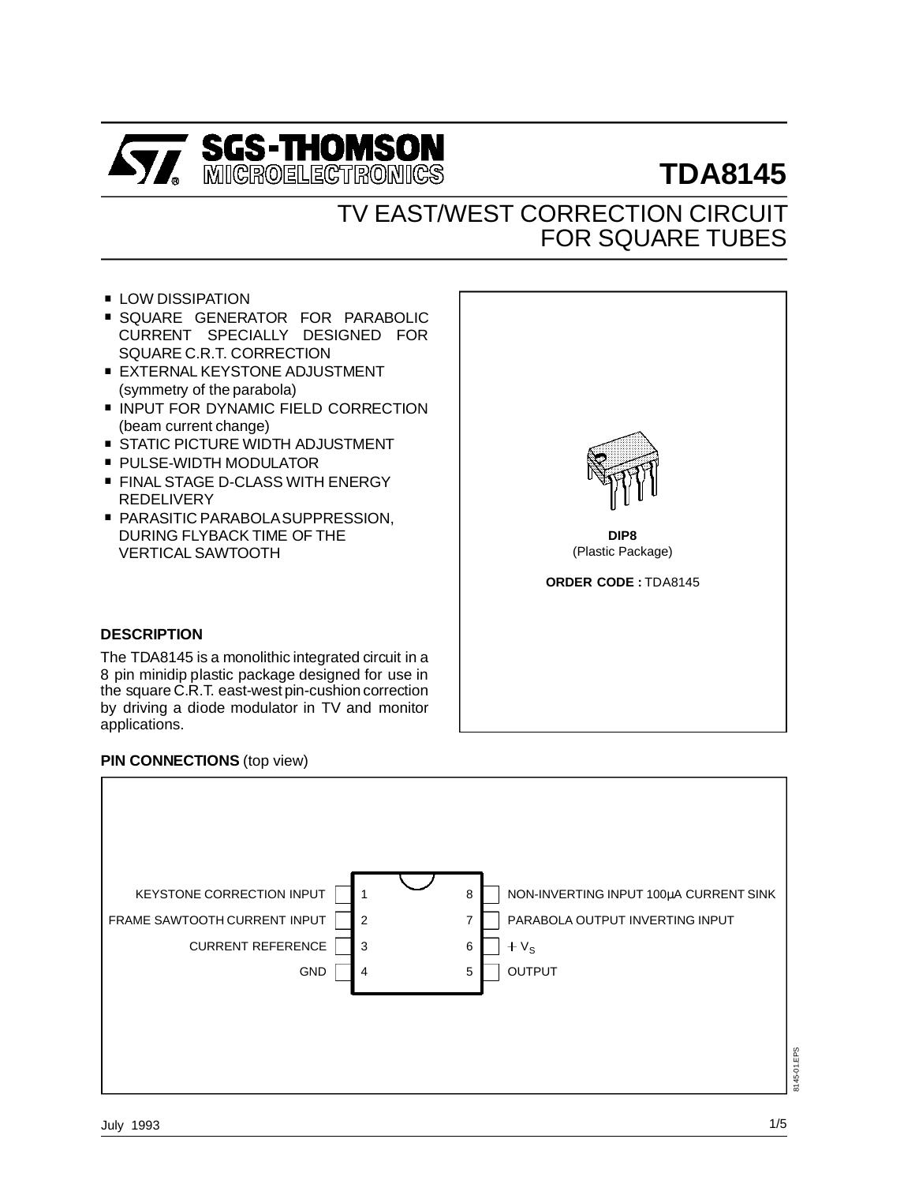SGS-THOMSON MICROELECTRONICS

# TDA8145

## TV EAST/WEST CORRECTION CIRCUIT FOR SQUARE TUBES

- LOW DISSIPATION
- SQUARE GENERATOR FOR PARABOLIC CURRENT SPECIALLY DESIGNED FOR SQUARE C.R.T. CORRECTION
- EXTERNAL KEYSTONE ADJUSTMENT (symmetry of the parabola)
- INPUT FOR DYNAMIC FIELD CORRECTION (beam current change)
- STATIC PICTURE WIDTH ADJUSTMENT
- PULSE-WIDTH MODULATOR
- FINAL STAGE D-CLASS WITH ENERGY REDELIVERY
- PARASITIC PARABOLA SUPPRESSION, DURING FLYBACK TIME OF THE VERTICAL SAWTOOTH

**DIP8**
(Plastic Package)

**ORDER CODE :** TDA8145

### DESCRIPTION

The TDA8145 is a monolithic integrated circuit in a 8 pin minidip plastic package designed for use in the square C.R.T. east-west pin-cushion correction by driving a diode modulator in TV and monitor applications.

### PIN CONNECTIONS (top view)

| Pin | Function | Pin | Function |
|---|---|---|---|
| 1 | KEYSTONE CORRECTION INPUT | 8 | NON-INVERTING INPUT 100µA CURRENT SINK |
| 2 | FRAME SAWTOOTH CURRENT INPUT | 7 | PARABOLA OUTPUT INVERTING INPUT |
| 3 | CURRENT REFERENCE | 6 | + $V_S$ |
| 4 | GND | 5 | OUTPUT |

July 1993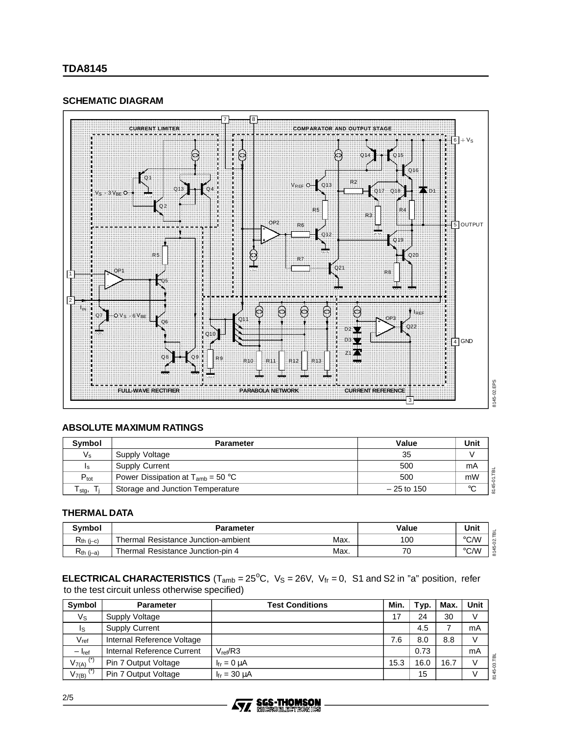## SCHEMATIC DIAGRAM

## ABSOLUTE MAXIMUM RATINGS

| Symbol | Parameter | Value | Unit |
|---|---|---|---|
| $V_s$ | Supply Voltage | 35 | V |
| $I_s$ | Supply Current | 500 | mA |
| $P_{tot}$ | Power Dissipation at $T_{amb}$ = 50 °C | 500 | mW |
| $T_{stg}$, $T_j$ | Storage and Junction Temperature | – 25 to 150 | °C |

## THERMAL DATA

| Symbol | Parameter | | Value | Unit |
|---|---|---|---|---|
| $R_{th\ (j–c)}$ | Thermal Resistance Junction-ambient | Max. | 100 | °C/W |
| $R_{th\ (j–a)}$ | Thermal Resistance Junction-pin 4 | Max. | 70 | °C/W |

**ELECTRICAL CHARACTERISTICS** ($T_{amb}$ = 25°C, $V_S$ = 26V, $V_{fr}$ = 0, S1 and S2 in "a" position, refer to the test circuit unless otherwise specified)

| Symbol | Parameter | Test Conditions | Min. | Typ. | Max. | Unit |
|---|---|---|---|---|---|---|
| $V_S$ | Supply Voltage | | 17 | 24 | 30 | V |
| $I_S$ | Supply Current | | | 4.5 | 7 | mA |
| $V_{ref}$ | Internal Reference Voltage | | 7.6 | 8.0 | 8.8 | V |
| $-I_{ref}$ | Internal Reference Current | $V_{ref}$/R3 | | 0.73 | | mA |
| $V_{7(A)}$ (*) | Pin 7 Output Voltage | $I_{fr}$ = 0 µA | 15.3 | 16.0 | 16.7 | V |
| $V_{7(B)}$ (*) | Pin 7 Output Voltage | $I_{fr}$ = 30 µA | | 15 | | V |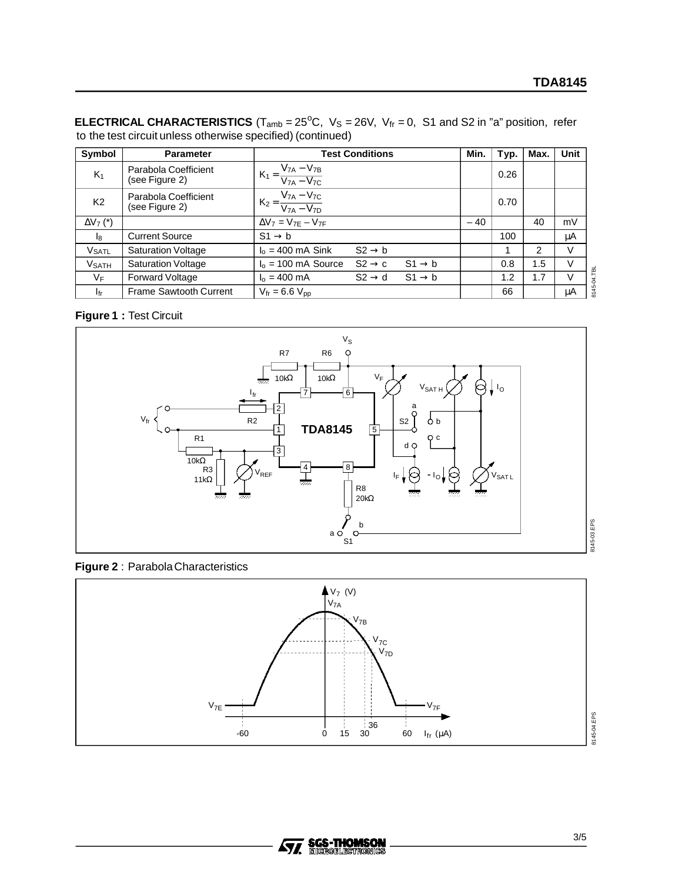**ELECTRICAL CHARACTERISTICS** ($T_{amb}$ = 25°C, $V_S$ = 26V, $V_{fr}$ = 0, S1 and S2 in "a" position, refer to the test circuit unless otherwise specified) (continued)

| Symbol | Parameter | Test Conditions | Min. | Typ. | Max. | Unit |
|---|---|---|---|---|---|---|
| $K_1$ | Parabola Coefficient (see Figure 2) | $K_1 = \frac{V_{7A} - V_{7B}}{V_{7A} - V_{7C}}$ | | 0.26 | | |
| K2 | Parabola Coefficient (see Figure 2) | $K_2 = \frac{V_{7A} - V_{7C}}{V_{7A} - V_{7D}}$ | | 0.70 | | |
| $\Delta V_7$ (*) | | $\Delta V_7 = V_{7E} - V_{7F}$ | – 40 | | 40 | mV |
| $I_8$ | Current Source | S1 → b | | 100 | | µA |
| $V_{SATL}$ | Saturation Voltage | $I_o$ = 400 mA Sink S2 → b | | 1 | 2 | V |
| $V_{SATH}$ | Saturation Voltage | $I_o$ = 100 mA Source S2 → c S1 → b | | 0.8 | 1.5 | V |
| $V_F$ | Forward Voltage | $I_o$ = 400 mA S2 → d S1 → b | | 1.2 | 1.7 | V |
| $I_{fr}$ | Frame Sawtooth Current | $V_{fr}$ = 6.6 $V_{pp}$ | | 66 | | µA |

**Figure 1 :** Test Circuit

**Figure 2** : Parabola Characteristics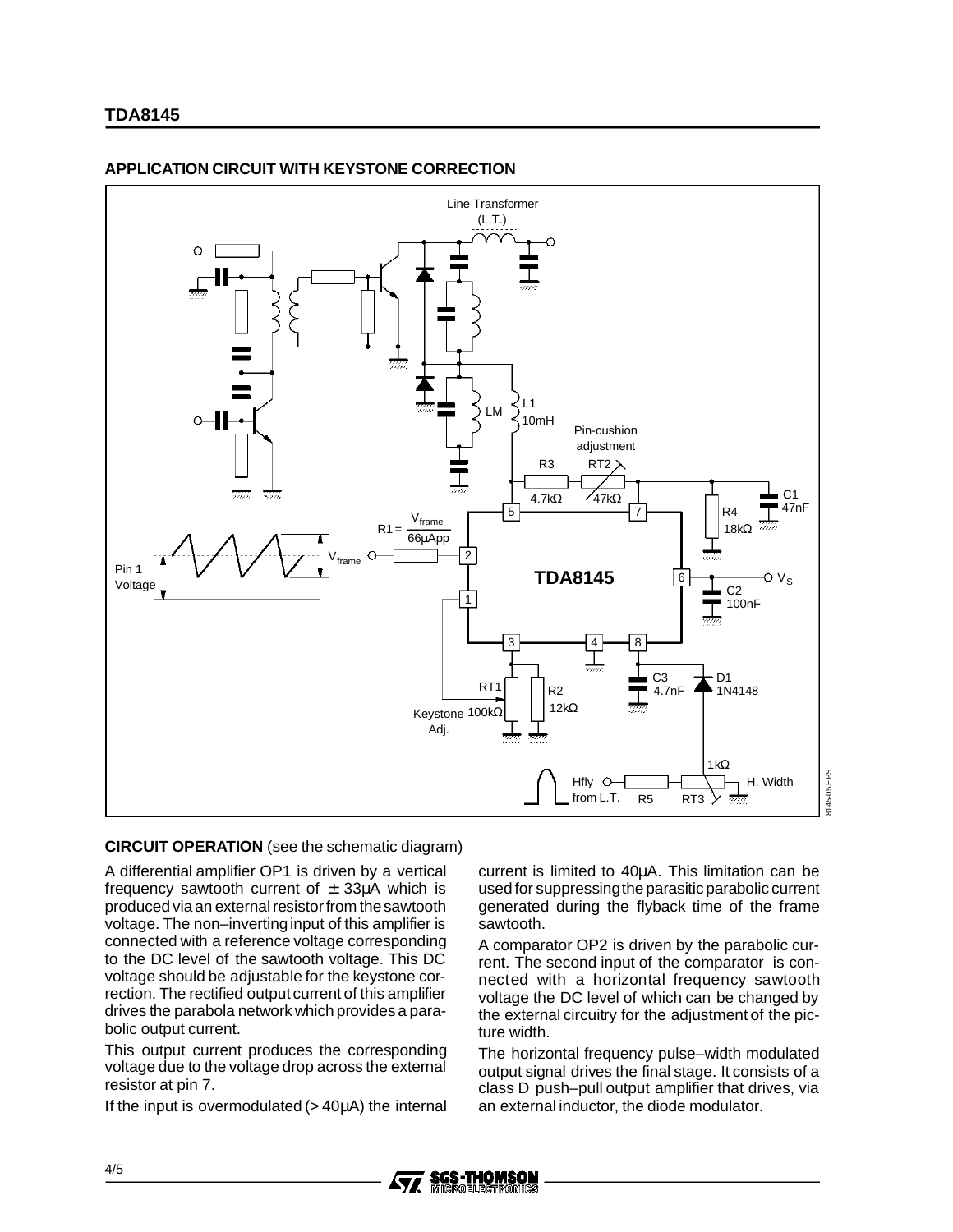## APPLICATION CIRCUIT WITH KEYSTONE CORRECTION

## CIRCUIT OPERATION (see the schematic diagram)

A differential amplifier OP1 is driven by a vertical frequency sawtooth current of ± 33µA which is produced via an external resistor from the sawtooth voltage. The non–inverting input of this amplifier is connected with a reference voltage corresponding to the DC level of the sawtooth voltage. This DC voltage should be adjustable for the keystone correction. The rectified output current of this amplifier drives the parabola network which provides a parabolic output current.

This output current produces the corresponding voltage due to the voltage drop across the external resistor at pin 7.

If the input is overmodulated (> 40µA) the internal current is limited to 40µA. This limitation can be used for suppressing the parasitic parabolic current generated during the flyback time of the frame sawtooth.

A comparator OP2 is driven by the parabolic current. The second input of the comparator is connected with a horizontal frequency sawtooth voltage the DC level of which can be changed by the external circuitry for the adjustment of the picture width.

The horizontal frequency pulse–width modulated output signal drives the final stage. It consists of a class D push–pull output amplifier that drives, via an external inductor, the diode modulator.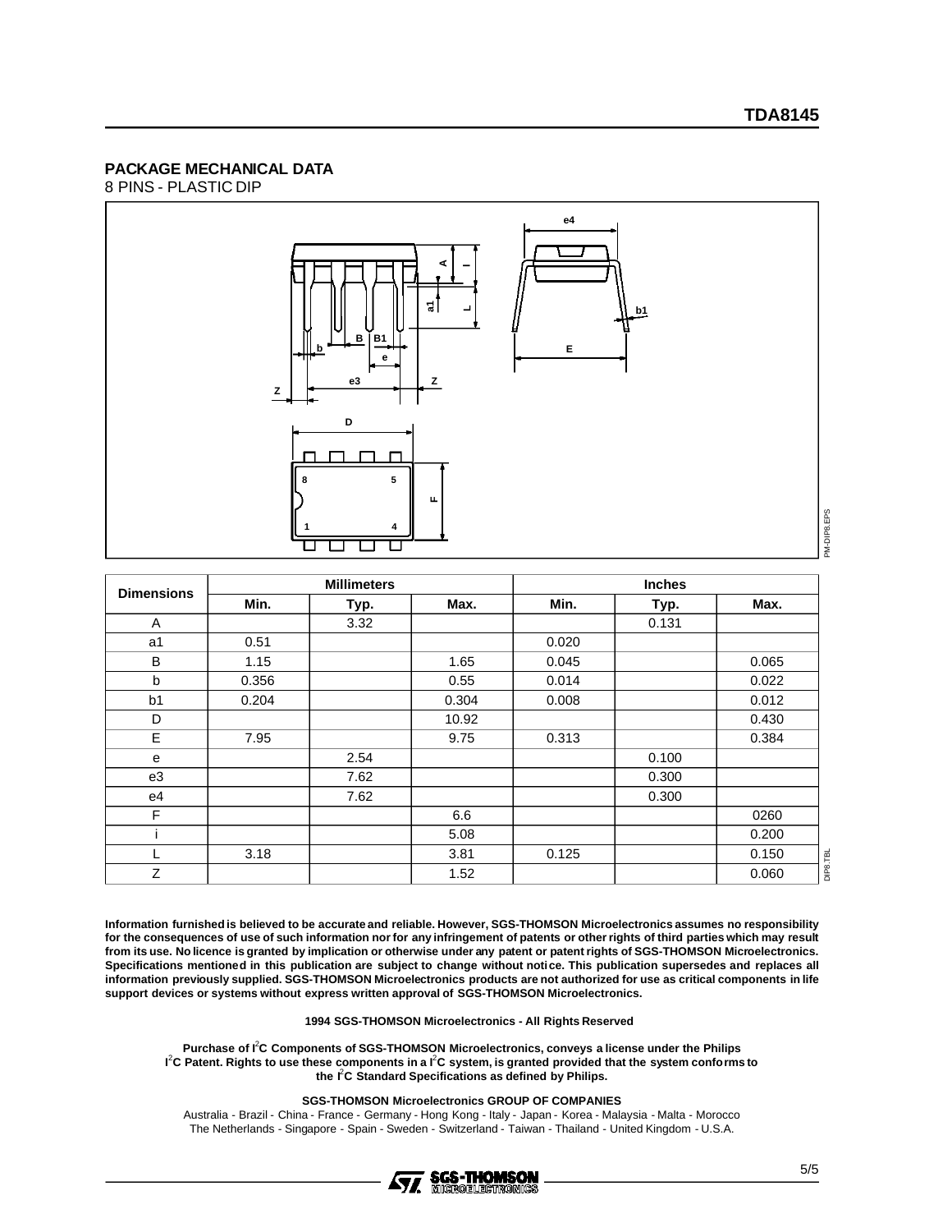## PACKAGE MECHANICAL DATA

8 PINS - PLASTIC DIP

| Dimensions | Millimeters | | | Inches | | |
|---|---|---|---|---|---|---|
| | Min. | Typ. | Max. | Min. | Typ. | Max. |
| A | | 3.32 | | | 0.131 | |
| a1 | 0.51 | | | 0.020 | | |
| B | 1.15 | | 1.65 | 0.045 | | 0.065 |
| b | 0.356 | | 0.55 | 0.014 | | 0.022 |
| b1 | 0.204 | | 0.304 | 0.008 | | 0.012 |
| D | | | 10.92 | | | 0.430 |
| E | 7.95 | | 9.75 | 0.313 | | 0.384 |
| e | | 2.54 | | | 0.100 | |
| e3 | | 7.62 | | | 0.300 | |
| e4 | | 7.62 | | | 0.300 | |
| F | | | 6.6 | | | 0260 |
| i | | | 5.08 | | | 0.200 |
| L | 3.18 | | 3.81 | 0.125 | | 0.150 |
| Z | | | 1.52 | | | 0.060 |

**Information furnished is believed to be accurate and reliable. However, SGS-THOMSON Microelectronics assumes no responsibility for the consequences of use of such information nor for any infringement of patents or other rights of third parties which may result from its use. No licence is granted by implication or otherwise under any patent or patent rights of SGS-THOMSON Microelectronics. Specifications mentioned in this publication are subject to change without notice. This publication supersedes and replaces all information previously supplied. SGS-THOMSON Microelectronics products are not authorized for use as critical components in life support devices or systems without express written approval of SGS-THOMSON Microelectronics.**

**1994 SGS-THOMSON Microelectronics - All Rights Reserved**

**Purchase of $I^2C$ Components of SGS-THOMSON Microelectronics, conveys a license under the Philips $I^2C$ Patent. Rights to use these components in a $I^2C$ system, is granted provided that the system conforms to the $I^2C$ Standard Specifications as defined by Philips.**

**SGS-THOMSON Microelectronics GROUP OF COMPANIES**

Australia - Brazil - China - France - Germany - Hong Kong - Italy - Japan - Korea - Malaysia - Malta - Morocco
The Netherlands - Singapore - Spain - Sweden - Switzerland - Taiwan - Thailand - United Kingdom - U.S.A.